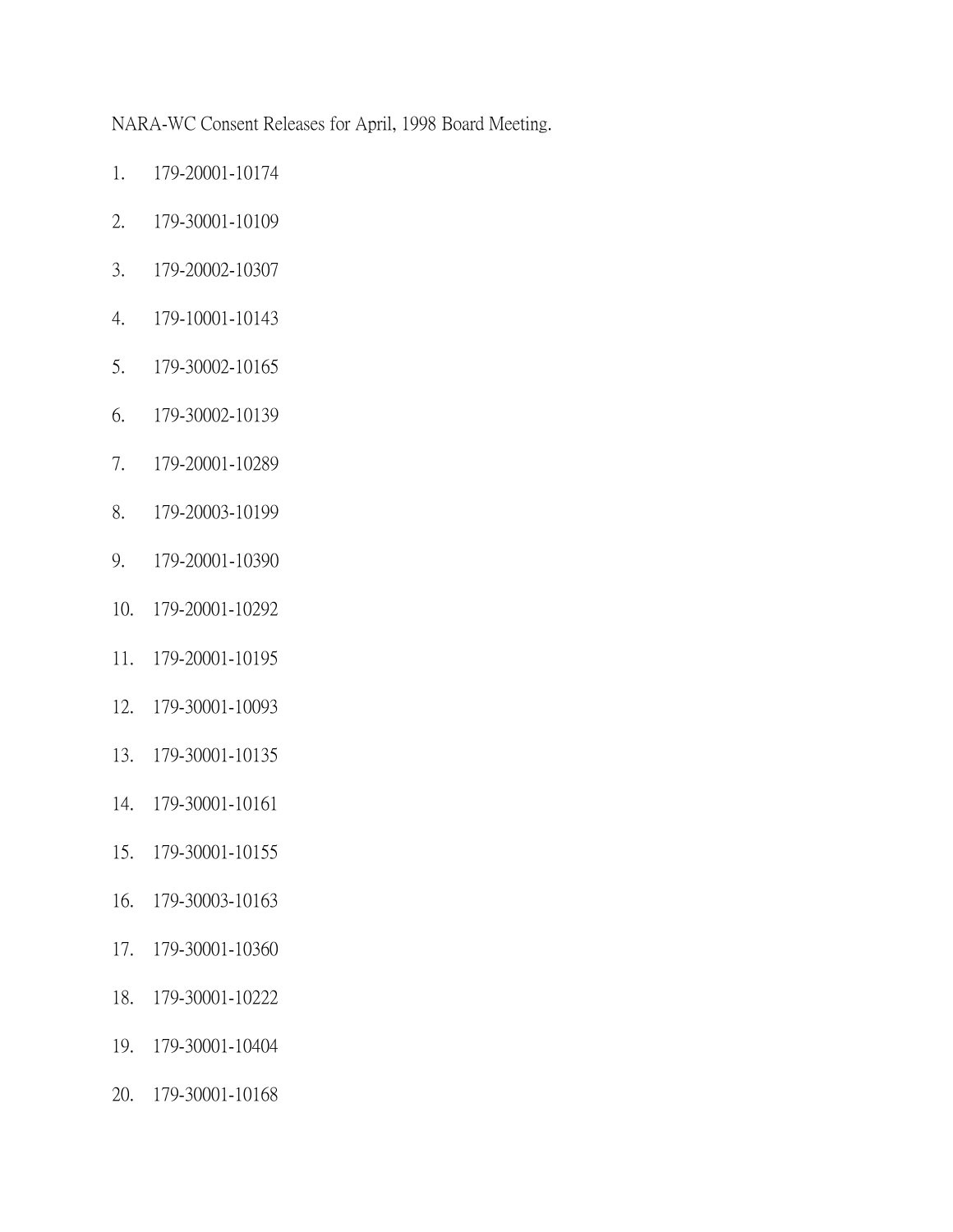NARA-WC Consent Releases for April, 1998 Board Meeting.

1. 179-20001-10174
2. 179-30001-10109
3. 179-20002-10307
4. 179-10001-10143
5. 179-30002-10165
6. 179-30002-10139
7. 179-20001-10289
8. 179-20003-10199
9. 179-20001-10390
10. 179-20001-10292
11. 179-20001-10195
12. 179-30001-10093
13. 179-30001-10135
14. 179-30001-10161
15. 179-30001-10155
16. 179-30003-10163
17. 179-30001-10360
18. 179-30001-10222
19. 179-30001-10404
20. 179-30001-10168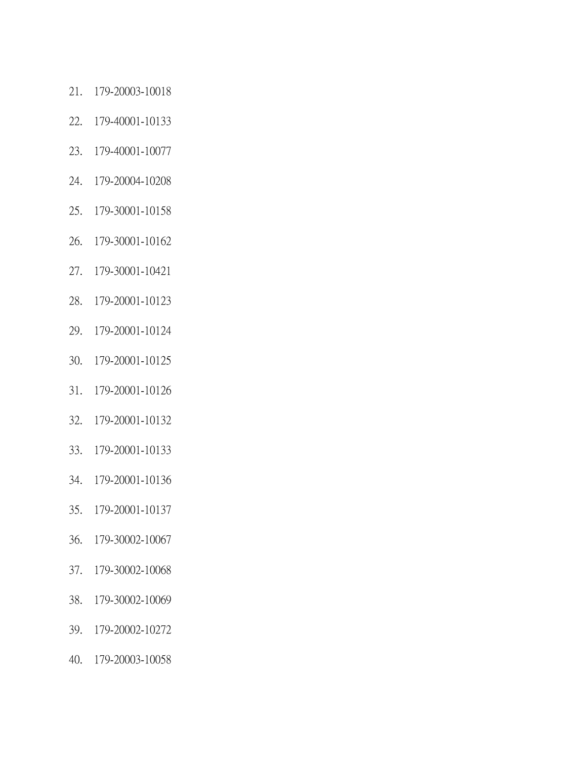21. 179-20003-10018
22. 179-40001-10133
23. 179-40001-10077
24. 179-20004-10208
25. 179-30001-10158
26. 179-30001-10162
27. 179-30001-10421
28. 179-20001-10123
29. 179-20001-10124
30. 179-20001-10125
31. 179-20001-10126
32. 179-20001-10132
33. 179-20001-10133
34. 179-20001-10136
35. 179-20001-10137
36. 179-30002-10067
37. 179-30002-10068
38. 179-30002-10069
39. 179-20002-10272
40. 179-20003-10058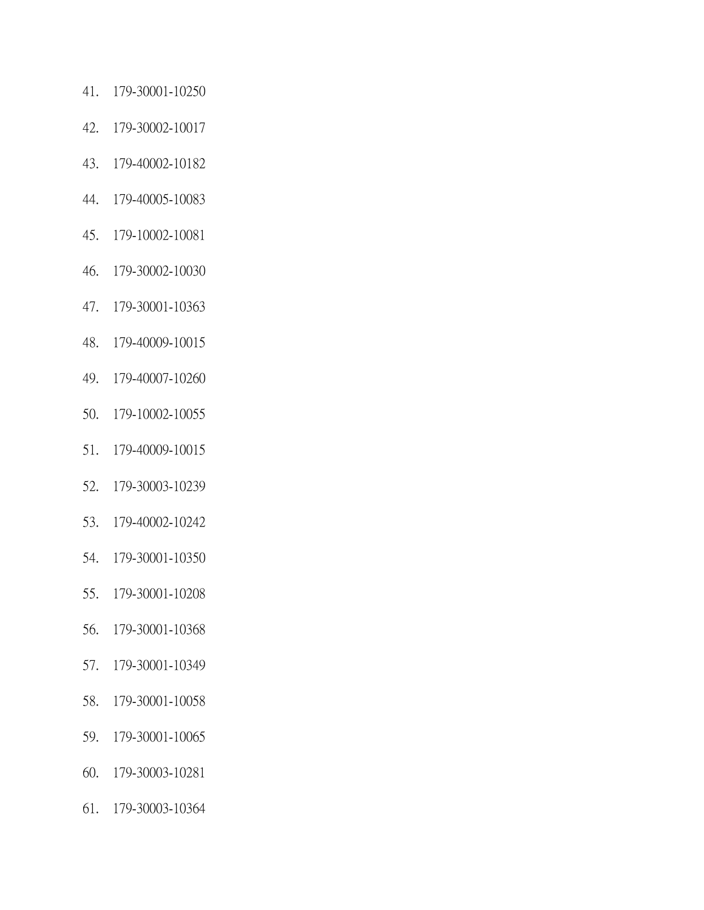41. 179-30001-10250

42. 179-30002-10017

43. 179-40002-10182

44. 179-40005-10083

45. 179-10002-10081

46. 179-30002-10030

47. 179-30001-10363

48. 179-40009-10015

49. 179-40007-10260

50. 179-10002-10055

51. 179-40009-10015

52. 179-30003-10239

53. 179-40002-10242

54. 179-30001-10350

55. 179-30001-10208

56. 179-30001-10368

57. 179-30001-10349

58. 179-30001-10058

59. 179-30001-10065

60. 179-30003-10281

61. 179-30003-10364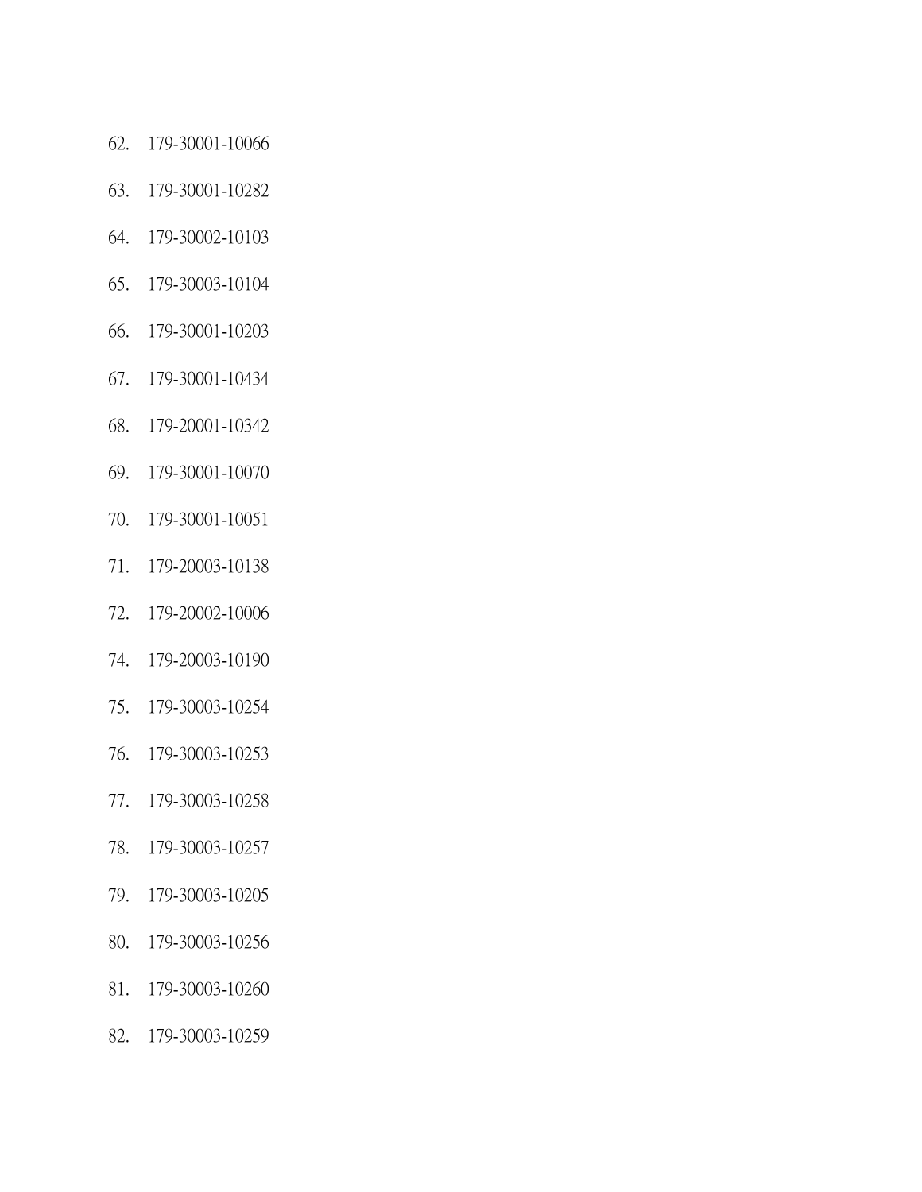62. 179-30001-10066
63. 179-30001-10282
64. 179-30002-10103
65. 179-30003-10104
66. 179-30001-10203
67. 179-30001-10434
68. 179-20001-10342
69. 179-30001-10070
70. 179-30001-10051
71. 179-20003-10138
72. 179-20002-10006
74. 179-20003-10190
75. 179-30003-10254
76. 179-30003-10253
77. 179-30003-10258
78. 179-30003-10257
79. 179-30003-10205
80. 179-30003-10256
81. 179-30003-10260
82. 179-30003-10259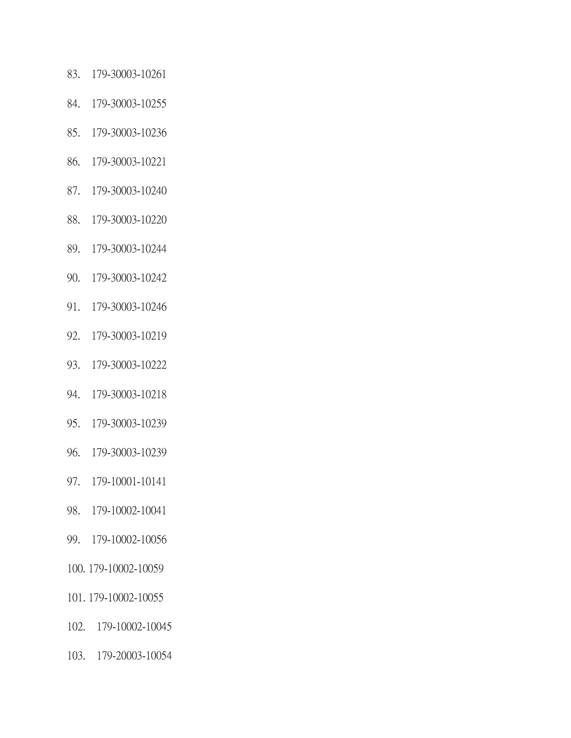83. 179-30003-10261

84. 179-30003-10255

85. 179-30003-10236

86. 179-30003-10221

87. 179-30003-10240

88. 179-30003-10220

89. 179-30003-10244

90. 179-30003-10242

91. 179-30003-10246

92. 179-30003-10219

93. 179-30003-10222

94. 179-30003-10218

95. 179-30003-10239

96. 179-30003-10239

97. 179-10001-10141

98. 179-10002-10041

99. 179-10002-10056

100. 179-10002-10059

101. 179-10002-10055

102. 179-10002-10045

103. 179-20003-10054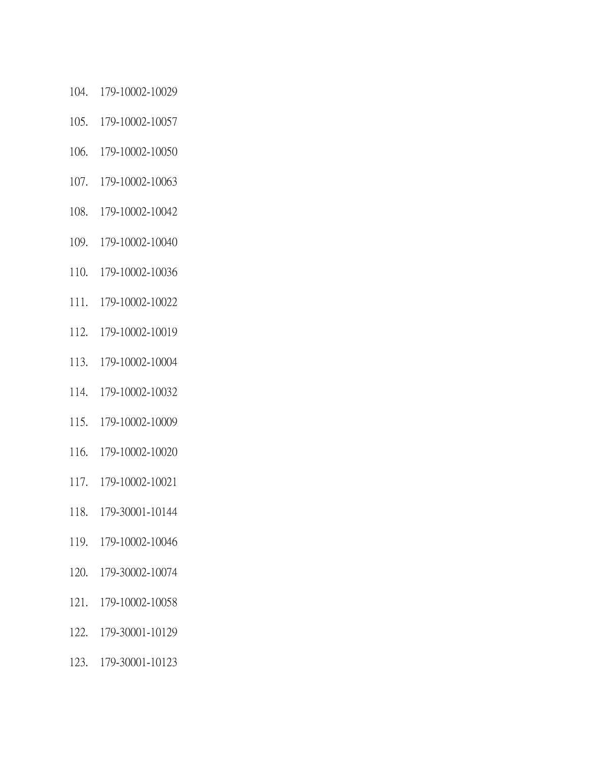104. 179-10002-10029

105. 179-10002-10057

106. 179-10002-10050

107. 179-10002-10063

108. 179-10002-10042

109. 179-10002-10040

110. 179-10002-10036

111. 179-10002-10022

112. 179-10002-10019

113. 179-10002-10004

114. 179-10002-10032

115. 179-10002-10009

116. 179-10002-10020

117. 179-10002-10021

118. 179-30001-10144

119. 179-10002-10046

120. 179-30002-10074

121. 179-10002-10058

122. 179-30001-10129

123. 179-30001-10123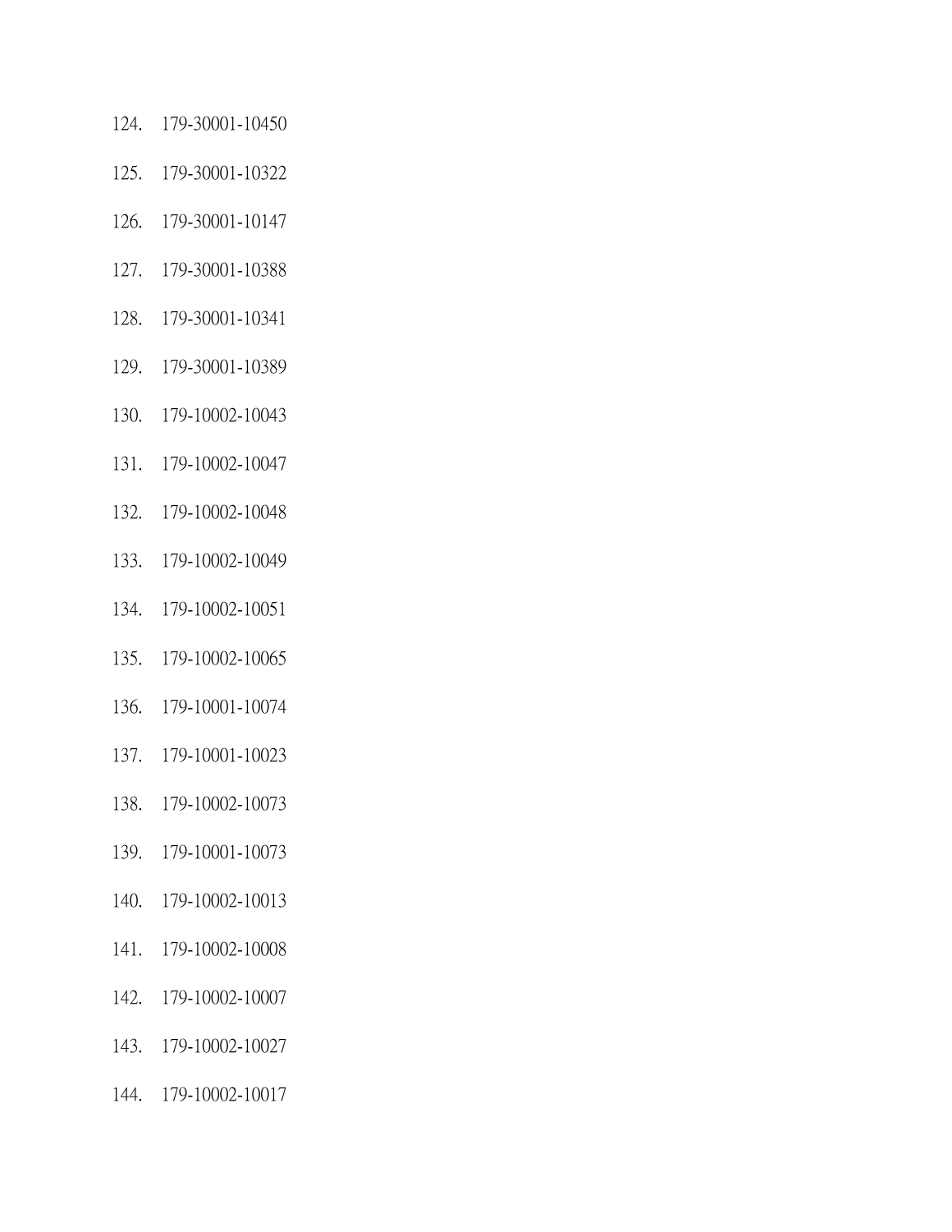124. 179-30001-10450

125. 179-30001-10322

126. 179-30001-10147

127. 179-30001-10388

128. 179-30001-10341

129. 179-30001-10389

130. 179-10002-10043

131. 179-10002-10047

132. 179-10002-10048

133. 179-10002-10049

134. 179-10002-10051

135. 179-10002-10065

136. 179-10001-10074

137. 179-10001-10023

138. 179-10002-10073

139. 179-10001-10073

140. 179-10002-10013

141. 179-10002-10008

142. 179-10002-10007

143. 179-10002-10027

144. 179-10002-10017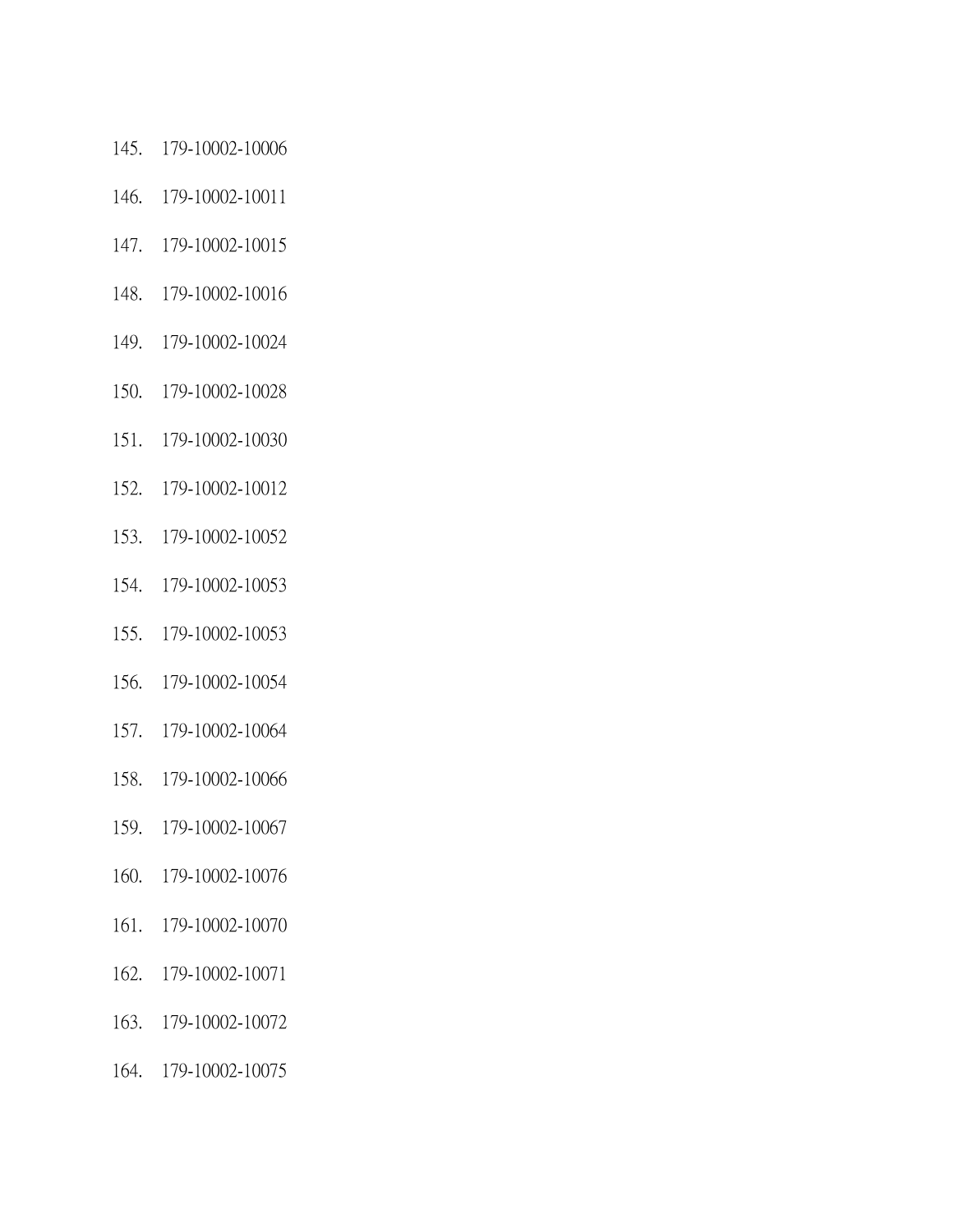145. 179-10002-10006

146. 179-10002-10011

147. 179-10002-10015

148. 179-10002-10016

149. 179-10002-10024

150. 179-10002-10028

151. 179-10002-10030

152. 179-10002-10012

153. 179-10002-10052

154. 179-10002-10053

155. 179-10002-10053

156. 179-10002-10054

157. 179-10002-10064

158. 179-10002-10066

159. 179-10002-10067

160. 179-10002-10076

161. 179-10002-10070

162. 179-10002-10071

163. 179-10002-10072

164. 179-10002-10075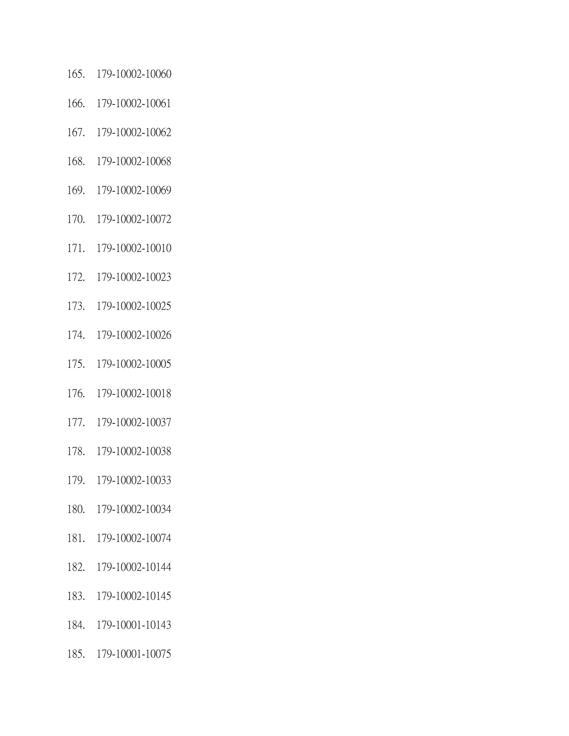165. 179-10002-10060

166. 179-10002-10061

167. 179-10002-10062

168. 179-10002-10068

169. 179-10002-10069

170. 179-10002-10072

171. 179-10002-10010

172. 179-10002-10023

173. 179-10002-10025

174. 179-10002-10026

175. 179-10002-10005

176. 179-10002-10018

177. 179-10002-10037

178. 179-10002-10038

179. 179-10002-10033

180. 179-10002-10034

181. 179-10002-10074

182. 179-10002-10144

183. 179-10002-10145

184. 179-10001-10143

185. 179-10001-10075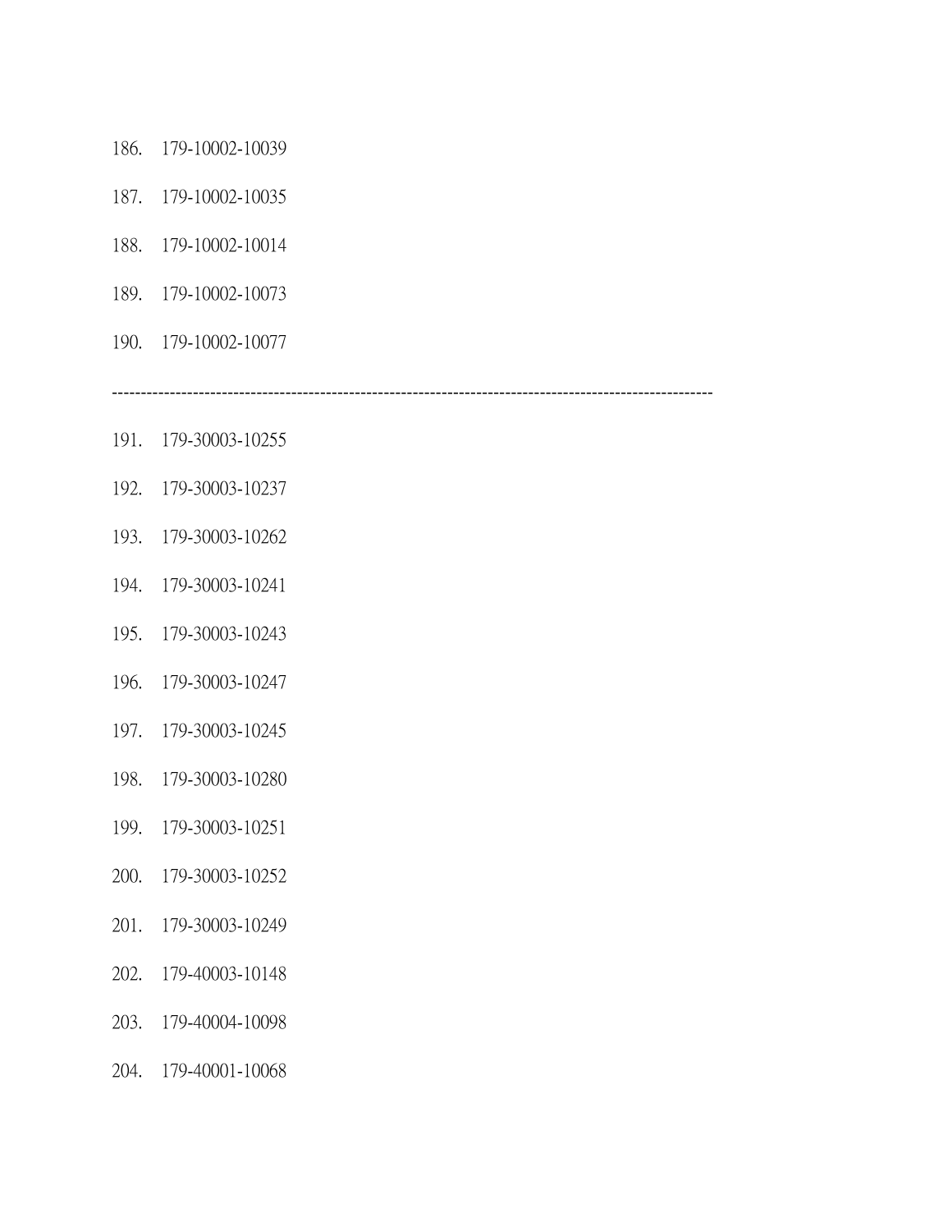186. 179-10002-10039

187. 179-10002-10035

188. 179-10002-10014

189. 179-10002-10073

190. 179-10002-10077

---

191. 179-30003-10255

192. 179-30003-10237

193. 179-30003-10262

194. 179-30003-10241

195. 179-30003-10243

196. 179-30003-10247

197. 179-30003-10245

198. 179-30003-10280

199. 179-30003-10251

200. 179-30003-10252

201. 179-30003-10249

202. 179-40003-10148

203. 179-40004-10098

204. 179-40001-10068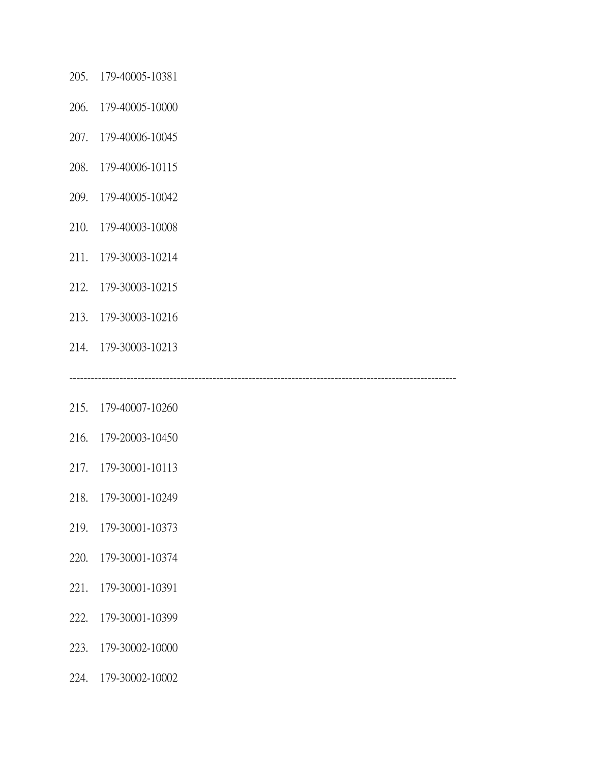205. 179-40005-10381

206. 179-40005-10000

207. 179-40006-10045

208. 179-40006-10115

209. 179-40005-10042

210. 179-40003-10008

211. 179-30003-10214

212. 179-30003-10215

213. 179-30003-10216

214. 179-30003-10213

---

215. 179-40007-10260

216. 179-20003-10450

217. 179-30001-10113

218. 179-30001-10249

219. 179-30001-10373

220. 179-30001-10374

221. 179-30001-10391

222. 179-30001-10399

223. 179-30002-10000

224. 179-30002-10002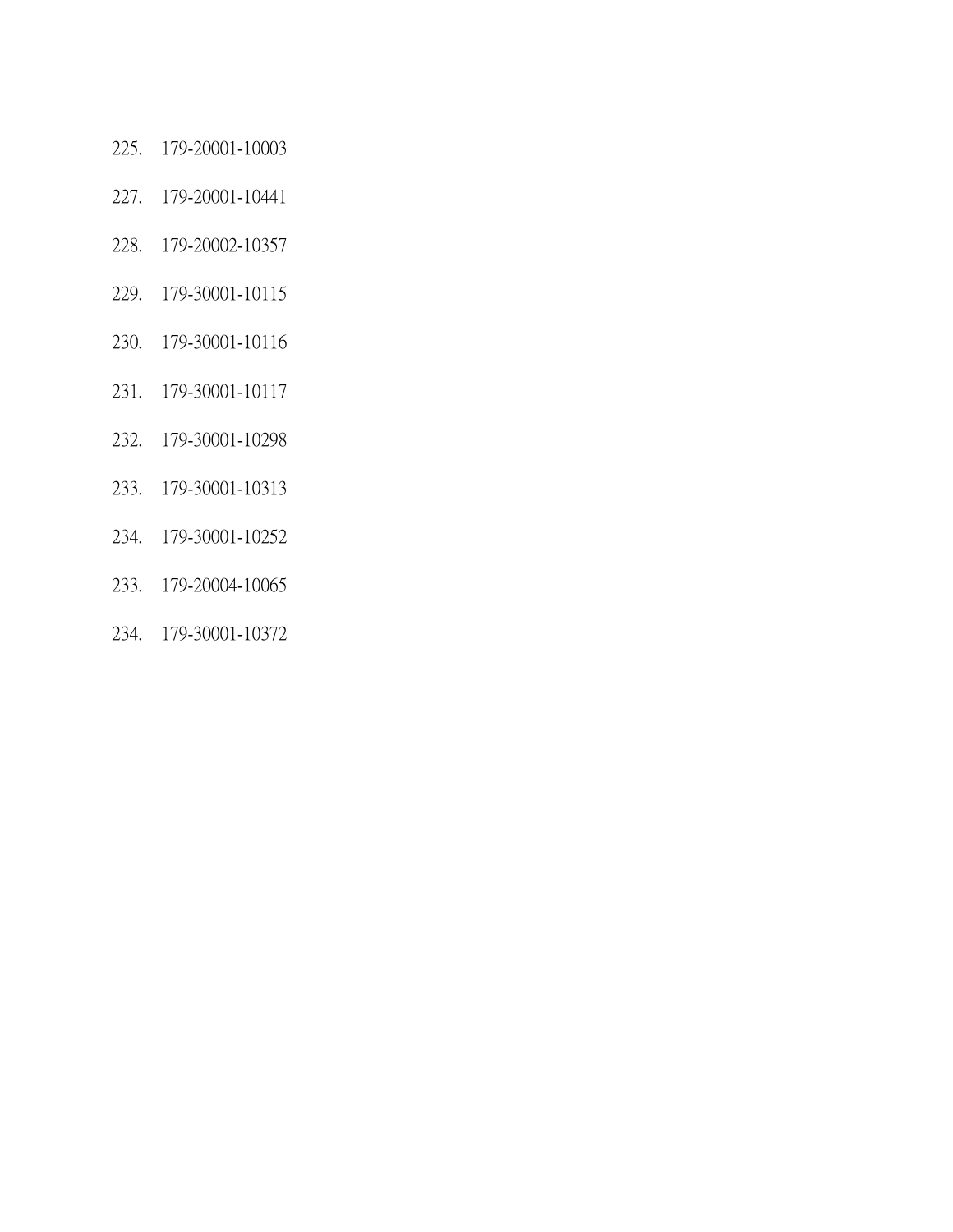225. 179-20001-10003

227. 179-20001-10441

228. 179-20002-10357

229. 179-30001-10115

230. 179-30001-10116

231. 179-30001-10117

232. 179-30001-10298

233. 179-30001-10313

234. 179-30001-10252

233. 179-20004-10065

234. 179-30001-10372